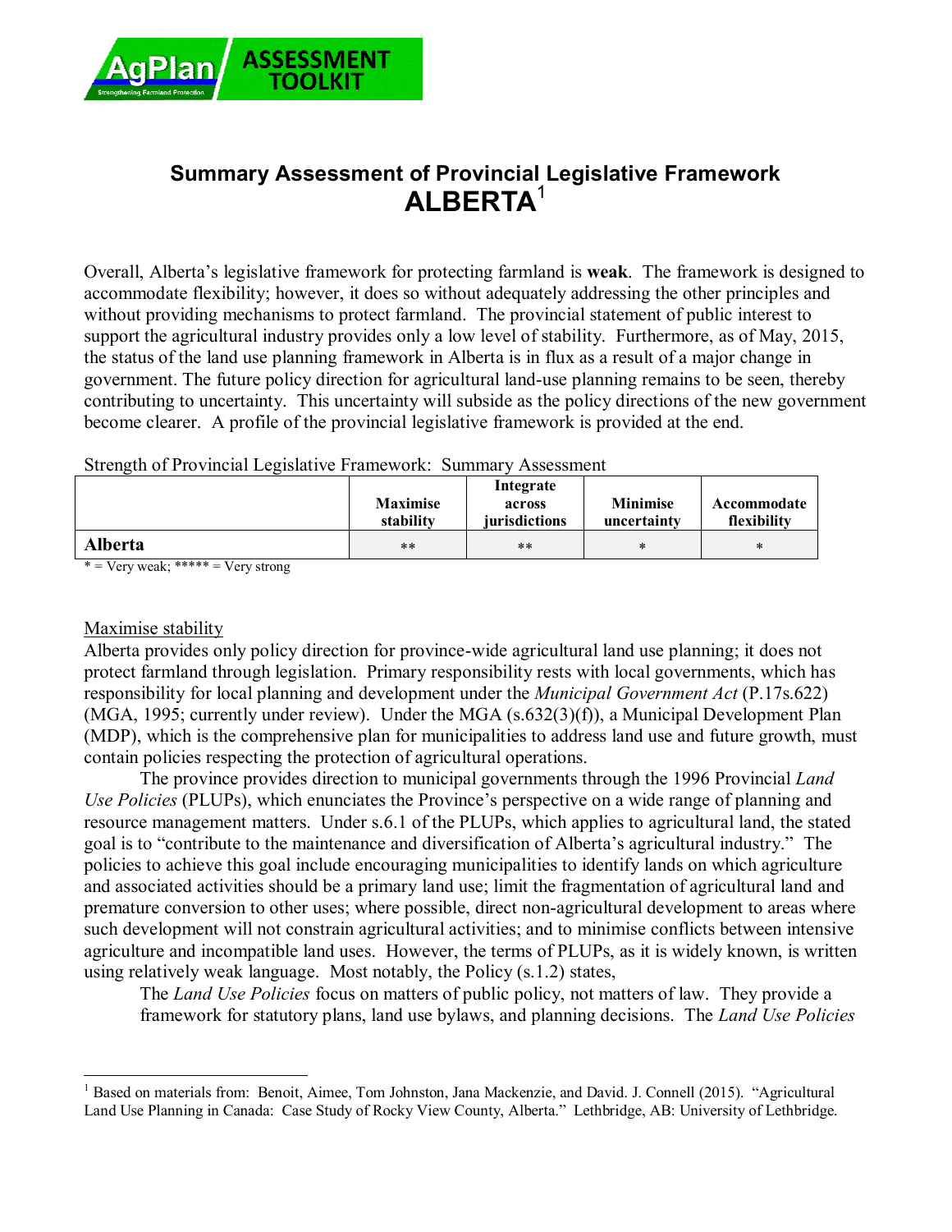AgPlan ASSESSMENT TOOLKIT

# Summary Assessment of Provincial Legislative Framework
# ALBERTA[1]

Overall, Alberta's legislative framework for protecting farmland is **weak**. The framework is designed to accommodate flexibility; however, it does so without adequately addressing the other principles and without providing mechanisms to protect farmland. The provincial statement of public interest to support the agricultural industry provides only a low level of stability. Furthermore, as of May, 2015, the status of the land use planning framework in Alberta is in flux as a result of a major change in government. The future policy direction for agricultural land-use planning remains to be seen, thereby contributing to uncertainty. This uncertainty will subside as the policy directions of the new government become clearer. A profile of the provincial legislative framework is provided at the end.

Strength of Provincial Legislative Framework: Summary Assessment

| | Maximise stability | Integrate across jurisdictions | Minimise uncertainty | Accommodate flexibility |
|---|---|---|---|---|
| **Alberta** | ** | ** | * | * |

* = Very weak; ***** = Very strong

## Maximise stability

Alberta provides only policy direction for province-wide agricultural land use planning; it does not protect farmland through legislation. Primary responsibility rests with local governments, which has responsibility for local planning and development under the *Municipal Government Act* (P.17s.622) (MGA, 1995; currently under review). Under the MGA (s.632(3)(f)), a Municipal Development Plan (MDP), which is the comprehensive plan for municipalities to address land use and future growth, must contain policies respecting the protection of agricultural operations.

The province provides direction to municipal governments through the 1996 Provincial *Land Use Policies* (PLUPs), which enunciates the Province's perspective on a wide range of planning and resource management matters. Under s.6.1 of the PLUPs, which applies to agricultural land, the stated goal is to "contribute to the maintenance and diversification of Alberta's agricultural industry." The policies to achieve this goal include encouraging municipalities to identify lands on which agriculture and associated activities should be a primary land use; limit the fragmentation of agricultural land and premature conversion to other uses; where possible, direct non-agricultural development to areas where such development will not constrain agricultural activities; and to minimise conflicts between intensive agriculture and incompatible land uses. However, the terms of PLUPs, as it is widely known, is written using relatively weak language. Most notably, the Policy (s.1.2) states,

> The *Land Use Policies* focus on matters of public policy, not matters of law. They provide a framework for statutory plans, land use bylaws, and planning decisions. The *Land Use Policies*

[1] Based on materials from: Benoit, Aimee, Tom Johnston, Jana Mackenzie, and David. J. Connell (2015). "Agricultural Land Use Planning in Canada: Case Study of Rocky View County, Alberta." Lethbridge, AB: University of Lethbridge.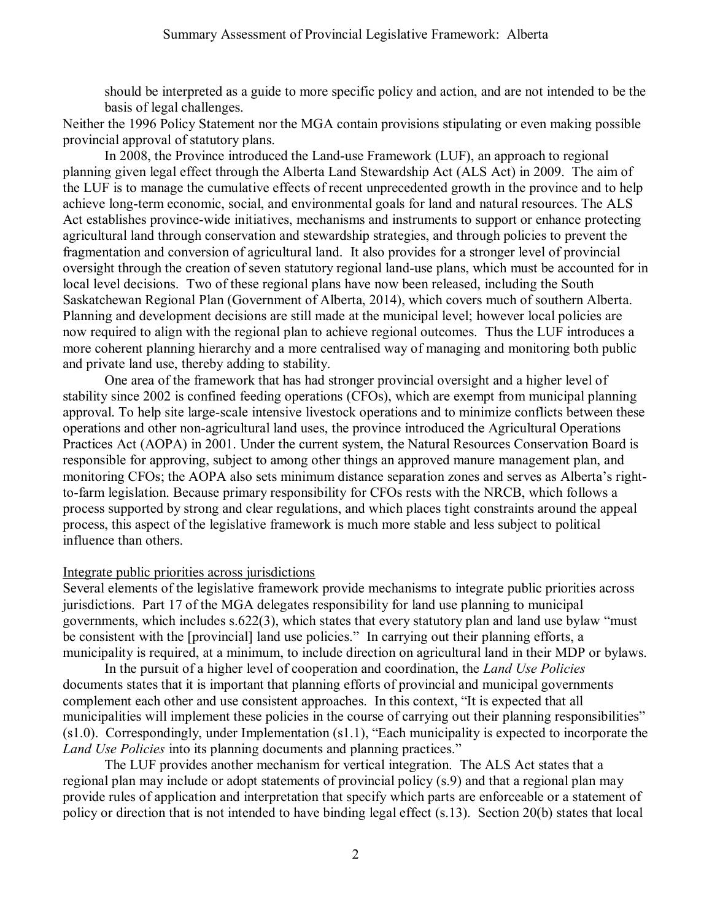should be interpreted as a guide to more specific policy and action, and are not intended to be the basis of legal challenges.

Neither the 1996 Policy Statement nor the MGA contain provisions stipulating or even making possible provincial approval of statutory plans.

In 2008, the Province introduced the Land-use Framework (LUF), an approach to regional planning given legal effect through the Alberta Land Stewardship Act (ALS Act) in 2009. The aim of the LUF is to manage the cumulative effects of recent unprecedented growth in the province and to help achieve long-term economic, social, and environmental goals for land and natural resources. The ALS Act establishes province-wide initiatives, mechanisms and instruments to support or enhance protecting agricultural land through conservation and stewardship strategies, and through policies to prevent the fragmentation and conversion of agricultural land. It also provides for a stronger level of provincial oversight through the creation of seven statutory regional land-use plans, which must be accounted for in local level decisions. Two of these regional plans have now been released, including the South Saskatchewan Regional Plan (Government of Alberta, 2014), which covers much of southern Alberta. Planning and development decisions are still made at the municipal level; however local policies are now required to align with the regional plan to achieve regional outcomes. Thus the LUF introduces a more coherent planning hierarchy and a more centralised way of managing and monitoring both public and private land use, thereby adding to stability.

One area of the framework that has had stronger provincial oversight and a higher level of stability since 2002 is confined feeding operations (CFOs), which are exempt from municipal planning approval. To help site large-scale intensive livestock operations and to minimize conflicts between these operations and other non-agricultural land uses, the province introduced the Agricultural Operations Practices Act (AOPA) in 2001. Under the current system, the Natural Resources Conservation Board is responsible for approving, subject to among other things an approved manure management plan, and monitoring CFOs; the AOPA also sets minimum distance separation zones and serves as Alberta's right-to-farm legislation. Because primary responsibility for CFOs rests with the NRCB, which follows a process supported by strong and clear regulations, and which places tight constraints around the appeal process, this aspect of the legislative framework is much more stable and less subject to political influence than others.

Integrate public priorities across jurisdictions

Several elements of the legislative framework provide mechanisms to integrate public priorities across jurisdictions. Part 17 of the MGA delegates responsibility for land use planning to municipal governments, which includes s.622(3), which states that every statutory plan and land use bylaw "must be consistent with the [provincial] land use policies." In carrying out their planning efforts, a municipality is required, at a minimum, to include direction on agricultural land in their MDP or bylaws.

In the pursuit of a higher level of cooperation and coordination, the *Land Use Policies* documents states that it is important that planning efforts of provincial and municipal governments complement each other and use consistent approaches. In this context, "It is expected that all municipalities will implement these policies in the course of carrying out their planning responsibilities" (s1.0). Correspondingly, under Implementation (s1.1), "Each municipality is expected to incorporate the *Land Use Policies* into its planning documents and planning practices."

The LUF provides another mechanism for vertical integration. The ALS Act states that a regional plan may include or adopt statements of provincial policy (s.9) and that a regional plan may provide rules of application and interpretation that specify which parts are enforceable or a statement of policy or direction that is not intended to have binding legal effect (s.13). Section 20(b) states that local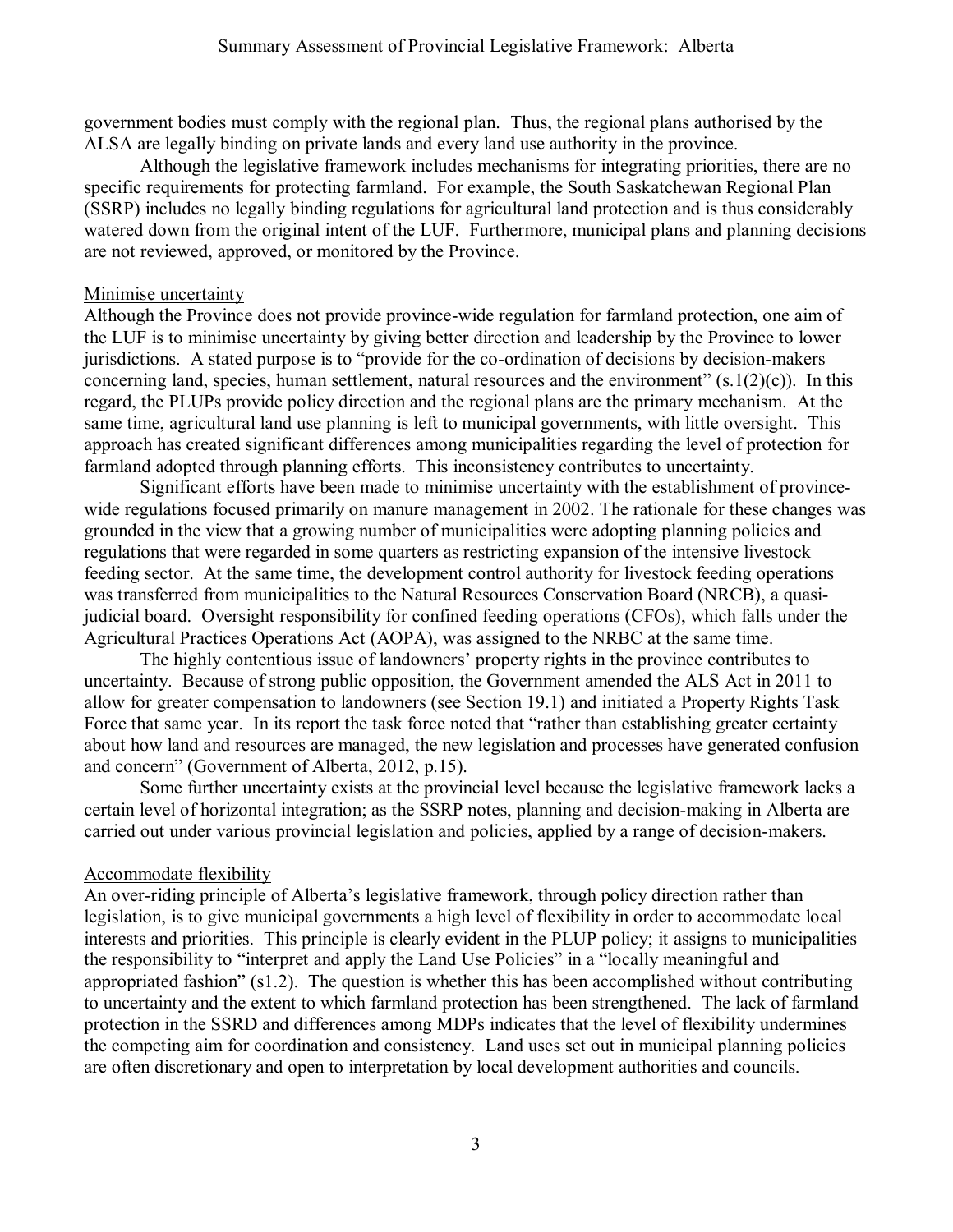government bodies must comply with the regional plan. Thus, the regional plans authorised by the ALSA are legally binding on private lands and every land use authority in the province.

Although the legislative framework includes mechanisms for integrating priorities, there are no specific requirements for protecting farmland. For example, the South Saskatchewan Regional Plan (SSRP) includes no legally binding regulations for agricultural land protection and is thus considerably watered down from the original intent of the LUF. Furthermore, municipal plans and planning decisions are not reviewed, approved, or monitored by the Province.

<u>Minimise uncertainty</u>

Although the Province does not provide province-wide regulation for farmland protection, one aim of the LUF is to minimise uncertainty by giving better direction and leadership by the Province to lower jurisdictions. A stated purpose is to "provide for the co-ordination of decisions by decision-makers concerning land, species, human settlement, natural resources and the environment" (s.1(2)(c)). In this regard, the PLUPs provide policy direction and the regional plans are the primary mechanism. At the same time, agricultural land use planning is left to municipal governments, with little oversight. This approach has created significant differences among municipalities regarding the level of protection for farmland adopted through planning efforts. This inconsistency contributes to uncertainty.

Significant efforts have been made to minimise uncertainty with the establishment of province-wide regulations focused primarily on manure management in 2002. The rationale for these changes was grounded in the view that a growing number of municipalities were adopting planning policies and regulations that were regarded in some quarters as restricting expansion of the intensive livestock feeding sector. At the same time, the development control authority for livestock feeding operations was transferred from municipalities to the Natural Resources Conservation Board (NRCB), a quasi-judicial board. Oversight responsibility for confined feeding operations (CFOs), which falls under the Agricultural Practices Operations Act (AOPA), was assigned to the NRBC at the same time.

The highly contentious issue of landowners' property rights in the province contributes to uncertainty. Because of strong public opposition, the Government amended the ALS Act in 2011 to allow for greater compensation to landowners (see Section 19.1) and initiated a Property Rights Task Force that same year. In its report the task force noted that "rather than establishing greater certainty about how land and resources are managed, the new legislation and processes have generated confusion and concern" (Government of Alberta, 2012, p.15).

Some further uncertainty exists at the provincial level because the legislative framework lacks a certain level of horizontal integration; as the SSRP notes, planning and decision-making in Alberta are carried out under various provincial legislation and policies, applied by a range of decision-makers.

<u>Accommodate flexibility</u>

An over-riding principle of Alberta's legislative framework, through policy direction rather than legislation, is to give municipal governments a high level of flexibility in order to accommodate local interests and priorities. This principle is clearly evident in the PLUP policy; it assigns to municipalities the responsibility to "interpret and apply the Land Use Policies" in a "locally meaningful and appropriated fashion" (s1.2). The question is whether this has been accomplished without contributing to uncertainty and the extent to which farmland protection has been strengthened. The lack of farmland protection in the SSRD and differences among MDPs indicates that the level of flexibility undermines the competing aim for coordination and consistency. Land uses set out in municipal planning policies are often discretionary and open to interpretation by local development authorities and councils.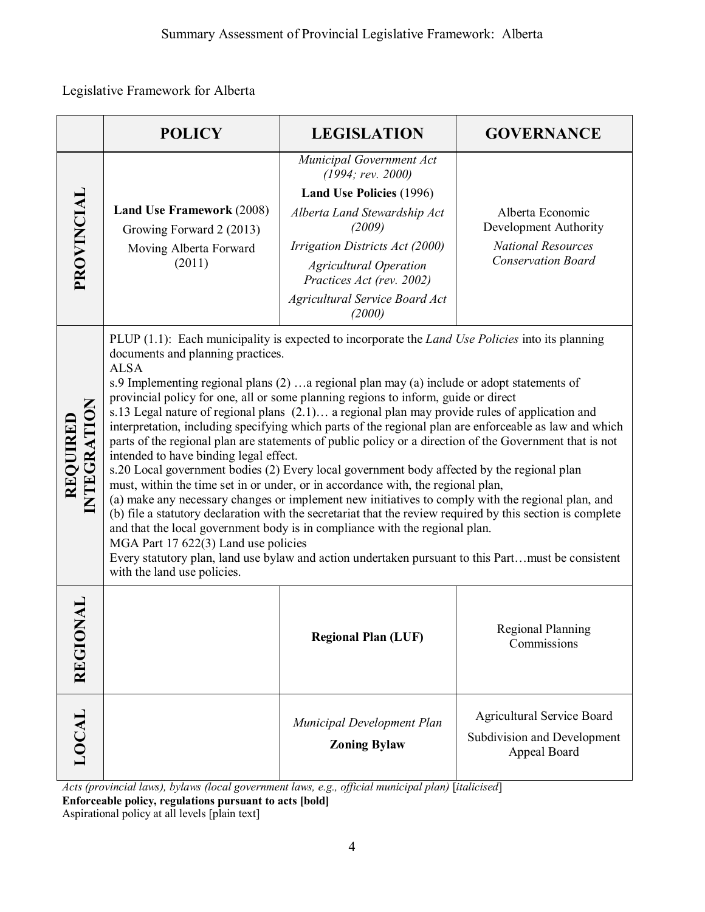Legislative Framework for Alberta

| | POLICY | LEGISLATION | GOVERNANCE |
|---|---|---|---|
| **PROVINCIAL** | **Land Use Framework** (2008)<br>Growing Forward 2 (2013)<br>Moving Alberta Forward (2011) | *Municipal Government Act (1994; rev. 2000)*<br>**Land Use Policies** (1996)<br>*Alberta Land Stewardship Act (2009)*<br>*Irrigation Districts Act (2000)*<br>*Agricultural Operation Practices Act (rev. 2002)*<br>*Agricultural Service Board Act (2000)* | Alberta Economic Development Authority<br>*National Resources Conservation Board* |
| **REQUIRED INTEGRATION** | PLUP (1.1): Each municipality is expected to incorporate the *Land Use Policies* into its planning documents and planning practices.<br>ALSA<br>s.9 Implementing regional plans (2) …a regional plan may (a) include or adopt statements of provincial policy for one, all or some planning regions to inform, guide or direct<br>s.13 Legal nature of regional plans (2.1)… a regional plan may provide rules of application and interpretation, including specifying which parts of the regional plan are enforceable as law and which parts of the regional plan are statements of public policy or a direction of the Government that is not intended to have binding legal effect.<br>s.20 Local government bodies (2) Every local government body affected by the regional plan must, within the time set in or under, or in accordance with, the regional plan,<br>(a) make any necessary changes or implement new initiatives to comply with the regional plan, and<br>(b) file a statutory declaration with the secretariat that the review required by this section is complete and that the local government body is in compliance with the regional plan.<br>MGA Part 17 622(3) Land use policies<br>Every statutory plan, land use bylaw and action undertaken pursuant to this Part…must be consistent with the land use policies. | | |
| **REGIONAL** | | **Regional Plan (LUF)** | Regional Planning Commissions |
| **LOCAL** | | *Municipal Development Plan*<br>**Zoning Bylaw** | Agricultural Service Board<br>Subdivision and Development Appeal Board |

*Acts (provincial laws), bylaws (local government laws, e.g., official municipal plan)* [*italicised*]
**Enforceable policy, regulations pursuant to acts [bold]**
Aspirational policy at all levels [plain text]